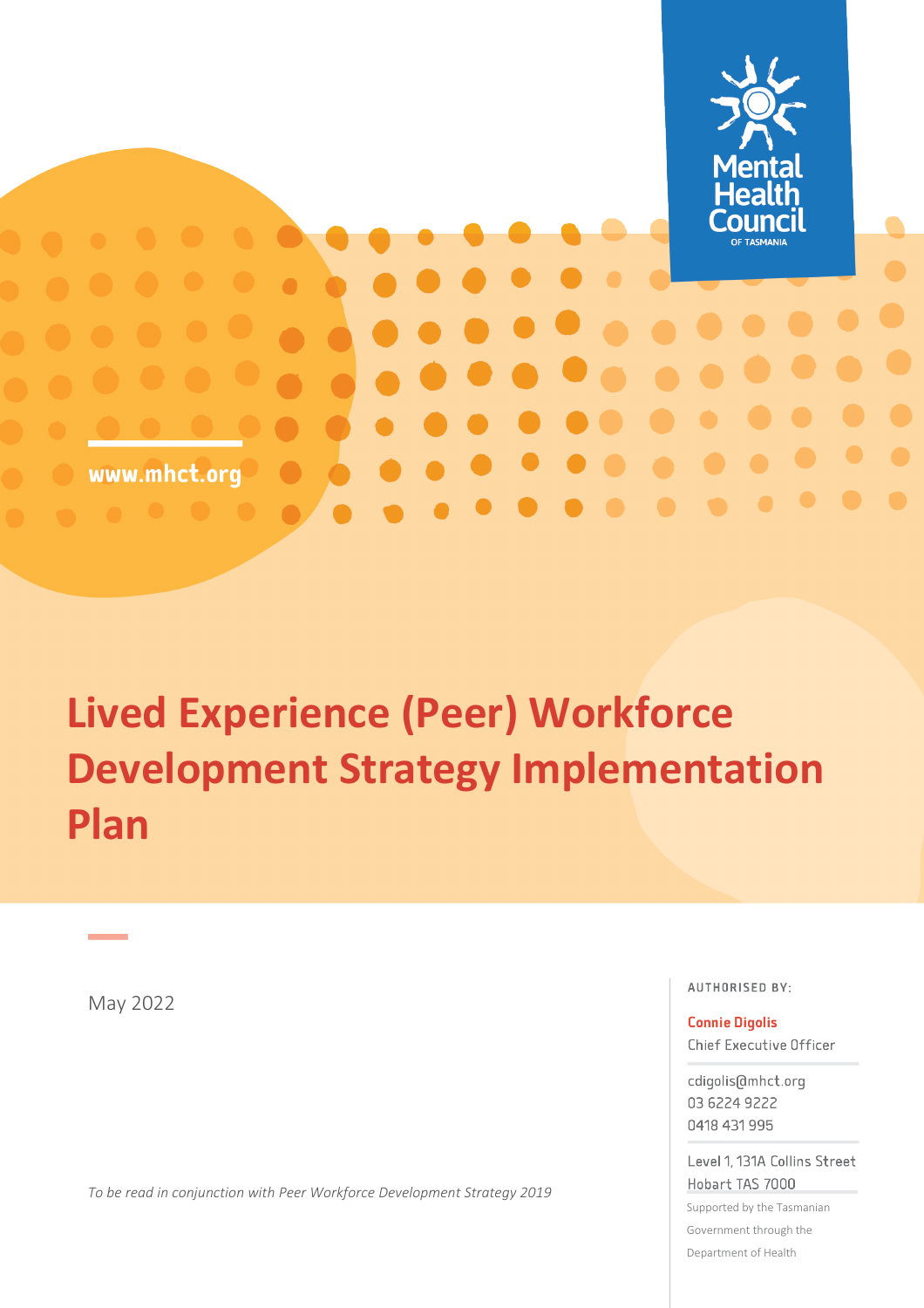Mental Health Council OF TASMANIA

www.mhct.org

# Lived Experience (Peer) Workforce Development Strategy Implementation Plan

May 2022

AUTHORISED BY:

**Connie Digolis**
Chief Executive Officer

cdigolis@mhct.org
03 6224 9222
0418 431 995

Level 1, 131A Collins Street
Hobart TAS 7000

Supported by the Tasmanian Government through the Department of Health

*To be read in conjunction with Peer Workforce Development Strategy 2019*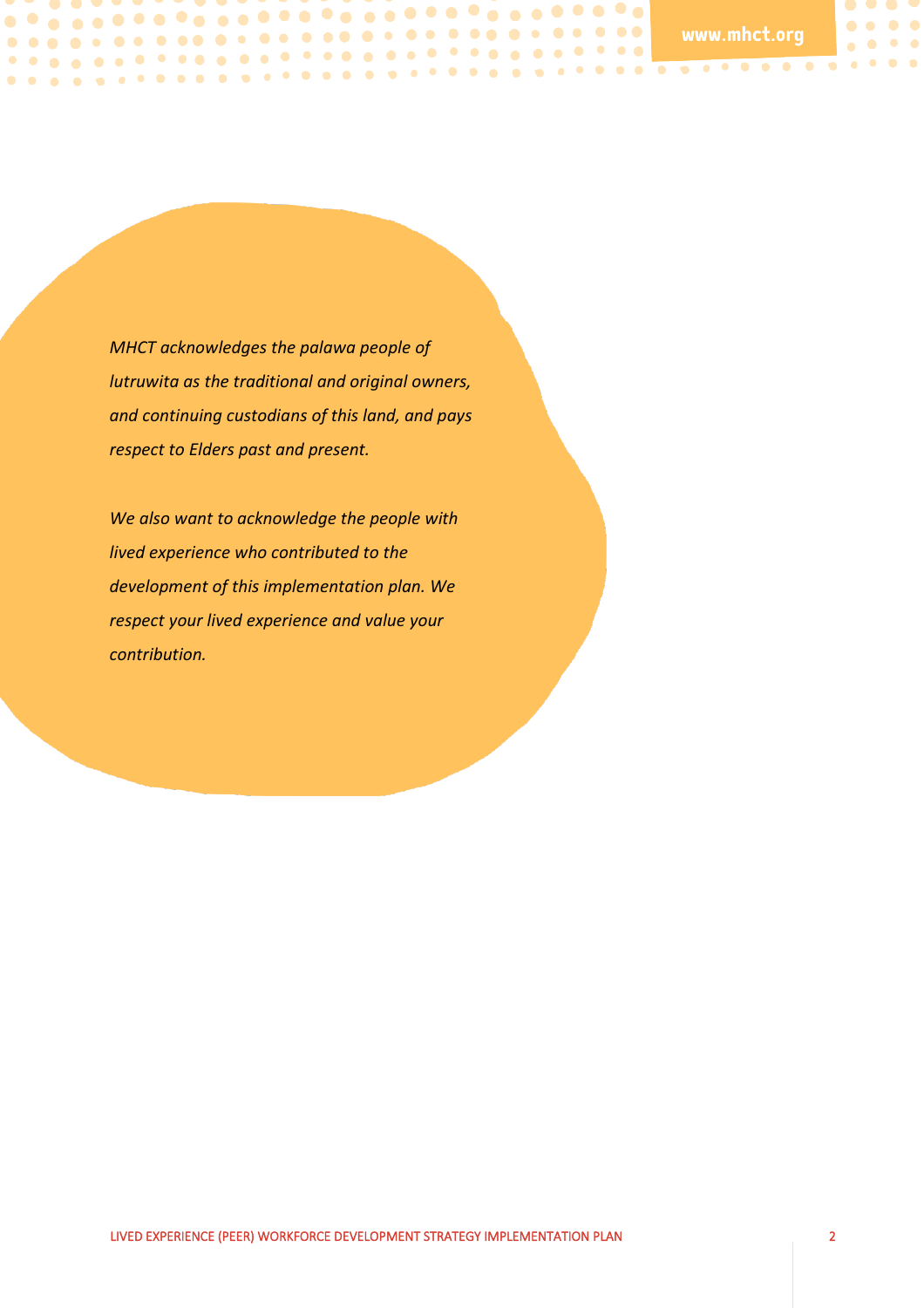*MHCT acknowledges the palawa people of lutruwita as the traditional and original owners, and continuing custodians of this land, and pays respect to Elders past and present.*

*We also want to acknowledge the people with lived experience who contributed to the development of this implementation plan. We respect your lived experience and value your contribution.*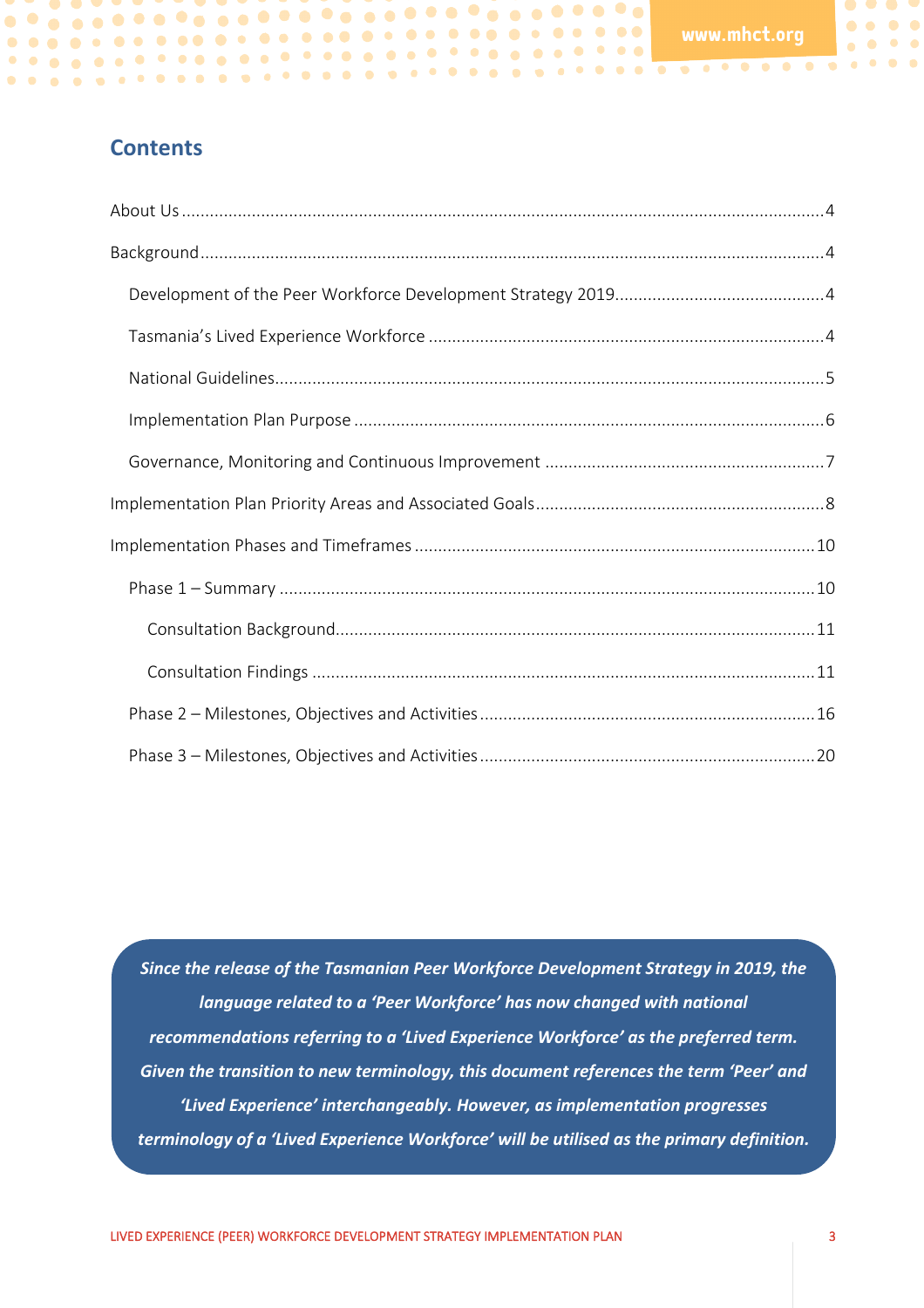## Contents

About Us ........................................................................................................................................4

Background ....................................................................................................................................4

- Development of the Peer Workforce Development Strategy 2019 ............................................4
- Tasmania's Lived Experience Workforce ....................................................................................4
- National Guidelines ....................................................................................................................5
- Implementation Plan Purpose ....................................................................................................6
- Governance, Monitoring and Continuous Improvement ...........................................................7

Implementation Plan Priority Areas and Associated Goals .............................................................8

Implementation Phases and Timeframes .....................................................................................10

- Phase 1 – Summary ..................................................................................................................10
  - Consultation Background ......................................................................................................11
  - Consultation Findings ............................................................................................................11
- Phase 2 – Milestones, Objectives and Activities .......................................................................16
- Phase 3 – Milestones, Objectives and Activities .......................................................................20

***Since the release of the Tasmanian Peer Workforce Development Strategy in 2019, the language related to a 'Peer Workforce' has now changed with national recommendations referring to a 'Lived Experience Workforce' as the preferred term. Given the transition to new terminology, this document references the term 'Peer' and 'Lived Experience' interchangeably. However, as implementation progresses terminology of a 'Lived Experience Workforce' will be utilised as the primary definition.***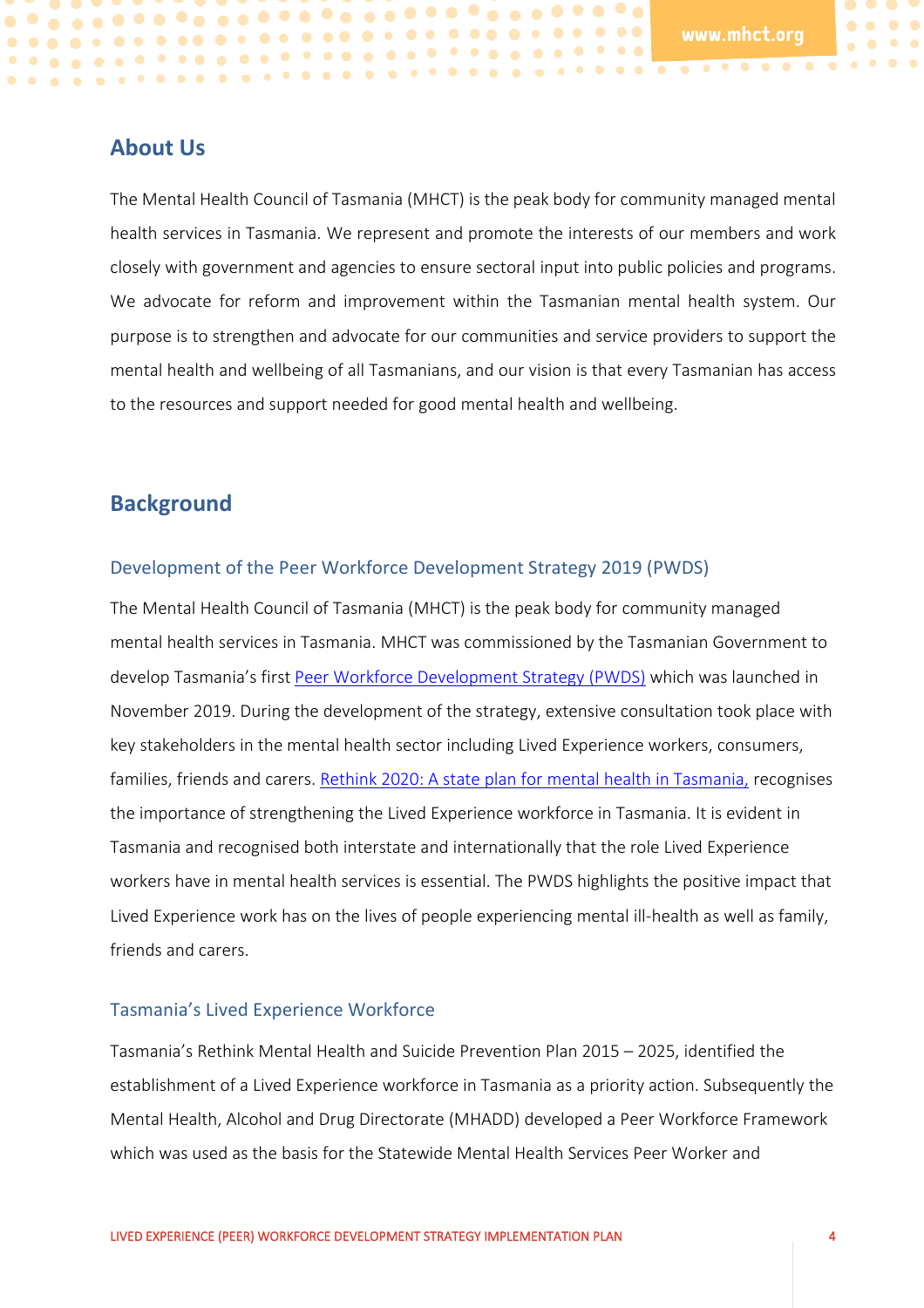## About Us

The Mental Health Council of Tasmania (MHCT) is the peak body for community managed mental health services in Tasmania. We represent and promote the interests of our members and work closely with government and agencies to ensure sectoral input into public policies and programs. We advocate for reform and improvement within the Tasmanian mental health system. Our purpose is to strengthen and advocate for our communities and service providers to support the mental health and wellbeing of all Tasmanians, and our vision is that every Tasmanian has access to the resources and support needed for good mental health and wellbeing.

## Background

### Development of the Peer Workforce Development Strategy 2019 (PWDS)

The Mental Health Council of Tasmania (MHCT) is the peak body for community managed mental health services in Tasmania. MHCT was commissioned by the Tasmanian Government to develop Tasmania's first Peer Workforce Development Strategy (PWDS) which was launched in November 2019. During the development of the strategy, extensive consultation took place with key stakeholders in the mental health sector including Lived Experience workers, consumers, families, friends and carers. Rethink 2020: A state plan for mental health in Tasmania, recognises the importance of strengthening the Lived Experience workforce in Tasmania. It is evident in Tasmania and recognised both interstate and internationally that the role Lived Experience workers have in mental health services is essential. The PWDS highlights the positive impact that Lived Experience work has on the lives of people experiencing mental ill-health as well as family, friends and carers.

### Tasmania's Lived Experience Workforce

Tasmania's Rethink Mental Health and Suicide Prevention Plan 2015 – 2025, identified the establishment of a Lived Experience workforce in Tasmania as a priority action. Subsequently the Mental Health, Alcohol and Drug Directorate (MHADD) developed a Peer Workforce Framework which was used as the basis for the Statewide Mental Health Services Peer Worker and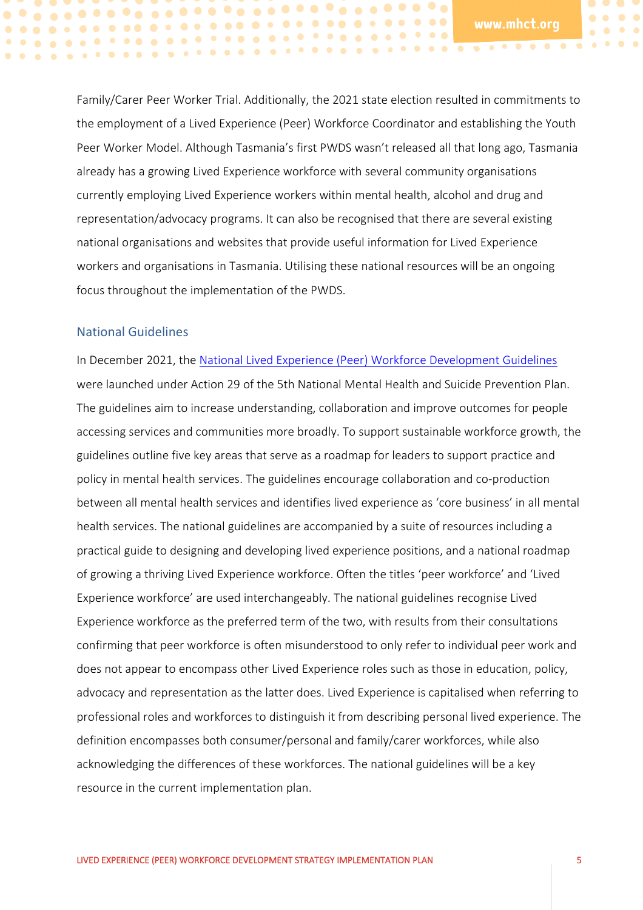Family/Carer Peer Worker Trial. Additionally, the 2021 state election resulted in commitments to the employment of a Lived Experience (Peer) Workforce Coordinator and establishing the Youth Peer Worker Model. Although Tasmania's first PWDS wasn't released all that long ago, Tasmania already has a growing Lived Experience workforce with several community organisations currently employing Lived Experience workers within mental health, alcohol and drug and representation/advocacy programs. It can also be recognised that there are several existing national organisations and websites that provide useful information for Lived Experience workers and organisations in Tasmania. Utilising these national resources will be an ongoing focus throughout the implementation of the PWDS.

## National Guidelines

In December 2021, the National Lived Experience (Peer) Workforce Development Guidelines were launched under Action 29 of the 5th National Mental Health and Suicide Prevention Plan. The guidelines aim to increase understanding, collaboration and improve outcomes for people accessing services and communities more broadly. To support sustainable workforce growth, the guidelines outline five key areas that serve as a roadmap for leaders to support practice and policy in mental health services. The guidelines encourage collaboration and co-production between all mental health services and identifies lived experience as 'core business' in all mental health services. The national guidelines are accompanied by a suite of resources including a practical guide to designing and developing lived experience positions, and a national roadmap of growing a thriving Lived Experience workforce. Often the titles 'peer workforce' and 'Lived Experience workforce' are used interchangeably. The national guidelines recognise Lived Experience workforce as the preferred term of the two, with results from their consultations confirming that peer workforce is often misunderstood to only refer to individual peer work and does not appear to encompass other Lived Experience roles such as those in education, policy, advocacy and representation as the latter does. Lived Experience is capitalised when referring to professional roles and workforces to distinguish it from describing personal lived experience. The definition encompasses both consumer/personal and family/carer workforces, while also acknowledging the differences of these workforces. The national guidelines will be a key resource in the current implementation plan.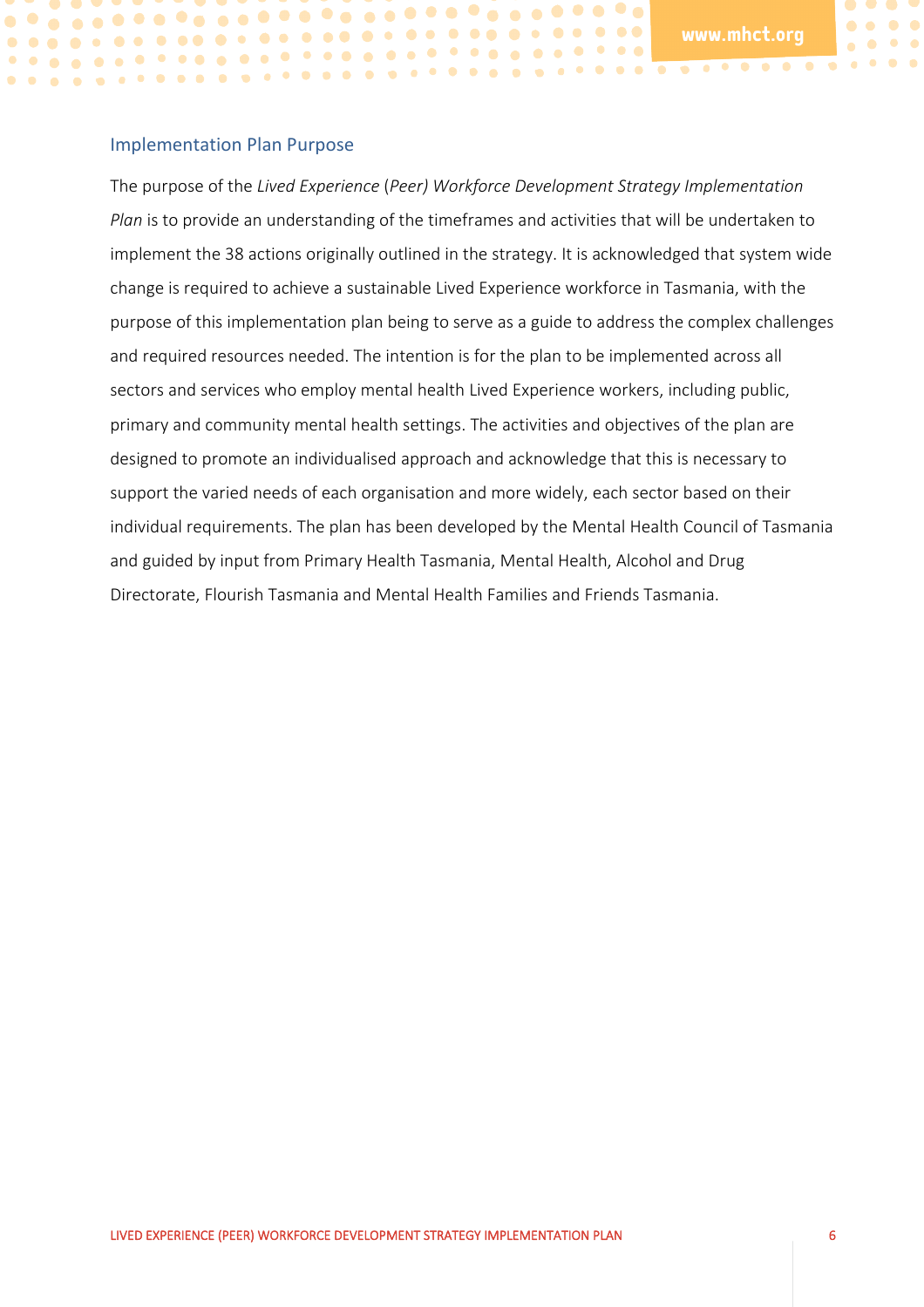## Implementation Plan Purpose

The purpose of the *Lived Experience* (*Peer) Workforce Development Strategy Implementation Plan* is to provide an understanding of the timeframes and activities that will be undertaken to implement the 38 actions originally outlined in the strategy. It is acknowledged that system wide change is required to achieve a sustainable Lived Experience workforce in Tasmania, with the purpose of this implementation plan being to serve as a guide to address the complex challenges and required resources needed. The intention is for the plan to be implemented across all sectors and services who employ mental health Lived Experience workers, including public, primary and community mental health settings. The activities and objectives of the plan are designed to promote an individualised approach and acknowledge that this is necessary to support the varied needs of each organisation and more widely, each sector based on their individual requirements. The plan has been developed by the Mental Health Council of Tasmania and guided by input from Primary Health Tasmania, Mental Health, Alcohol and Drug Directorate, Flourish Tasmania and Mental Health Families and Friends Tasmania.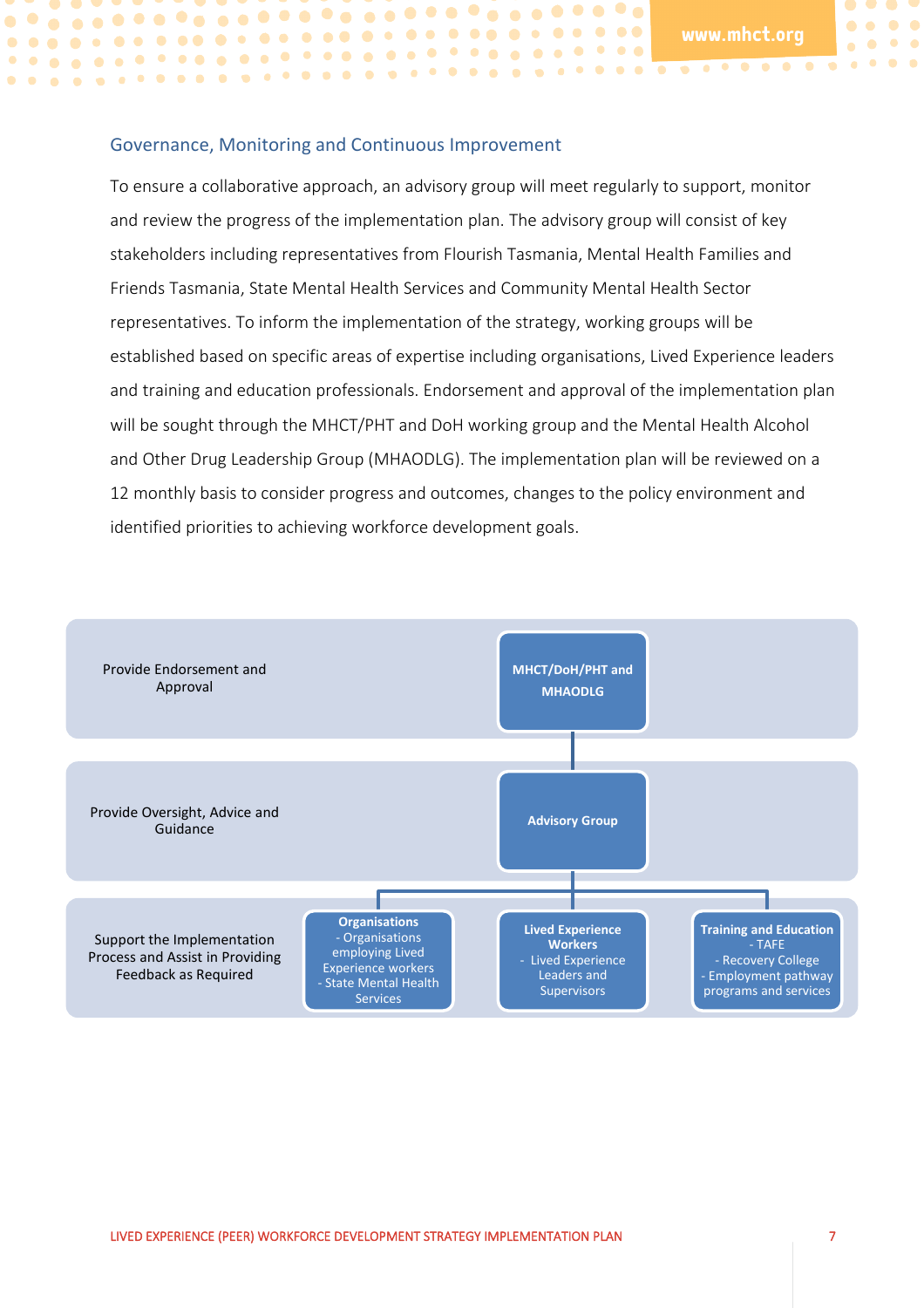## Governance, Monitoring and Continuous Improvement

To ensure a collaborative approach, an advisory group will meet regularly to support, monitor and review the progress of the implementation plan. The advisory group will consist of key stakeholders including representatives from Flourish Tasmania, Mental Health Families and Friends Tasmania, State Mental Health Services and Community Mental Health Sector representatives. To inform the implementation of the strategy, working groups will be established based on specific areas of expertise including organisations, Lived Experience leaders and training and education professionals. Endorsement and approval of the implementation plan will be sought through the MHCT/PHT and DoH working group and the Mental Health Alcohol and Other Drug Leadership Group (MHAODLG). The implementation plan will be reviewed on a 12 monthly basis to consider progress and outcomes, changes to the policy environment and identified priorities to achieving workforce development goals.

| Role | Body |
| --- | --- |
| Provide Endorsement and Approval | **MHCT/DoH/PHT and MHAODLG** |
| Provide Oversight, Advice and Guidance | **Advisory Group** |
| Support the Implementation Process and Assist in Providing Feedback as Required | **Organisations** - Organisations employing Lived Experience workers - State Mental Health Services; **Lived Experience Workers** - Lived Experience Leaders and Supervisors; **Training and Education** - TAFE - Recovery College - Employment pathway programs and services |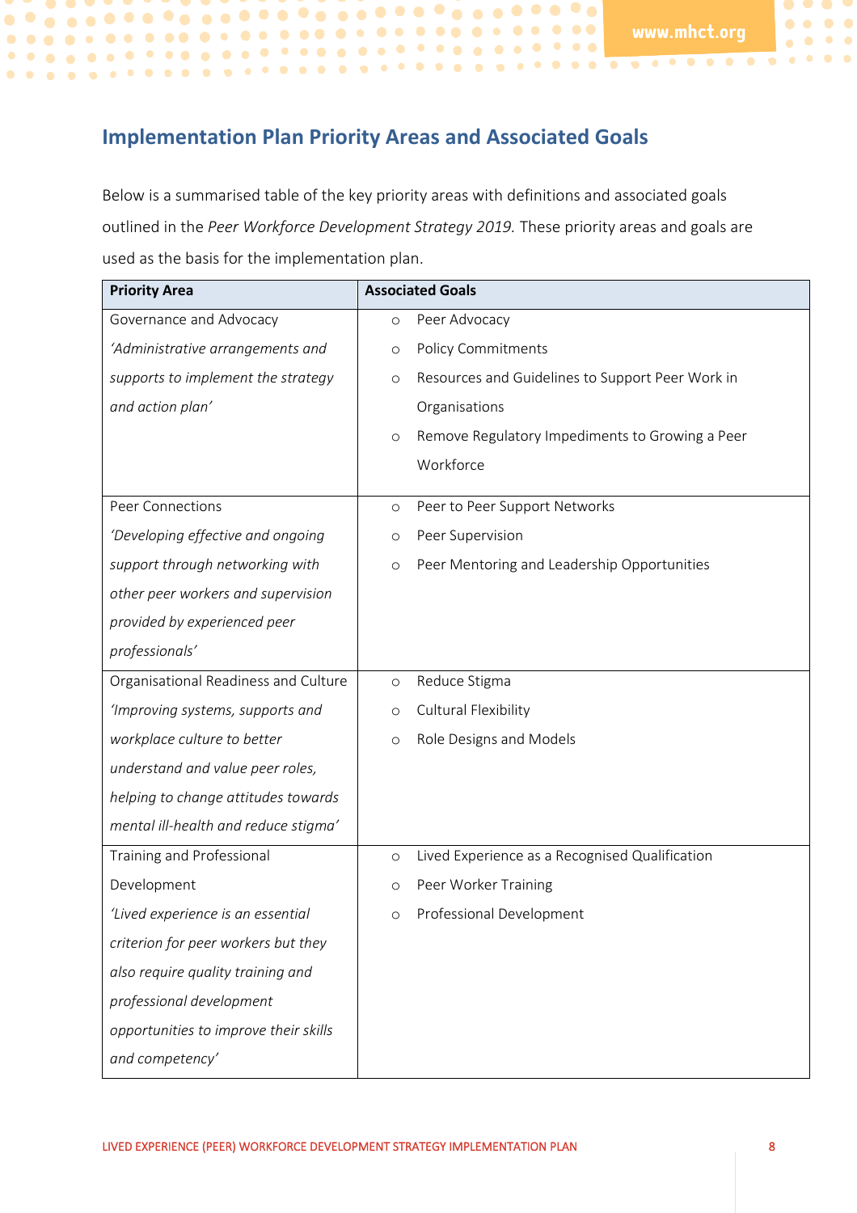## Implementation Plan Priority Areas and Associated Goals

Below is a summarised table of the key priority areas with definitions and associated goals outlined in the *Peer Workforce Development Strategy 2019.* These priority areas and goals are used as the basis for the implementation plan.

| Priority Area | Associated Goals |
|---|---|
| Governance and Advocacy<br>*'Administrative arrangements and supports to implement the strategy and action plan'* | ○ Peer Advocacy<br>○ Policy Commitments<br>○ Resources and Guidelines to Support Peer Work in Organisations<br>○ Remove Regulatory Impediments to Growing a Peer Workforce |
| Peer Connections<br>*'Developing effective and ongoing support through networking with other peer workers and supervision provided by experienced peer professionals'* | ○ Peer to Peer Support Networks<br>○ Peer Supervision<br>○ Peer Mentoring and Leadership Opportunities |
| Organisational Readiness and Culture<br>*'Improving systems, supports and workplace culture to better understand and value peer roles, helping to change attitudes towards mental ill-health and reduce stigma'* | ○ Reduce Stigma<br>○ Cultural Flexibility<br>○ Role Designs and Models |
| Training and Professional Development<br>*'Lived experience is an essential criterion for peer workers but they also require quality training and professional development opportunities to improve their skills and competency'* | ○ Lived Experience as a Recognised Qualification<br>○ Peer Worker Training<br>○ Professional Development |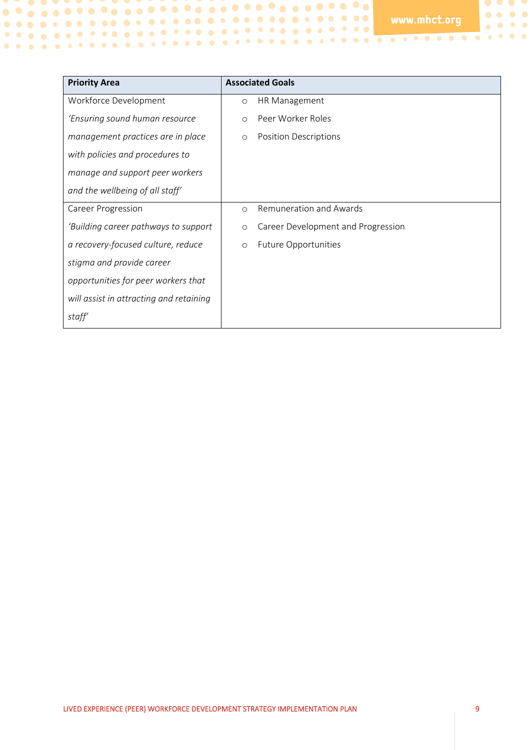| Priority Area | Associated Goals |
| --- | --- |
| Workforce Development<br>*'Ensuring sound human resource management practices are in place with policies and procedures to manage and support peer workers and the wellbeing of all staff'* | ○ HR Management<br>○ Peer Worker Roles<br>○ Position Descriptions |
| Career Progression<br>*'Building career pathways to support a recovery-focused culture, reduce stigma and provide career opportunities for peer workers that will assist in attracting and retaining staff'* | ○ Remuneration and Awards<br>○ Career Development and Progression<br>○ Future Opportunities |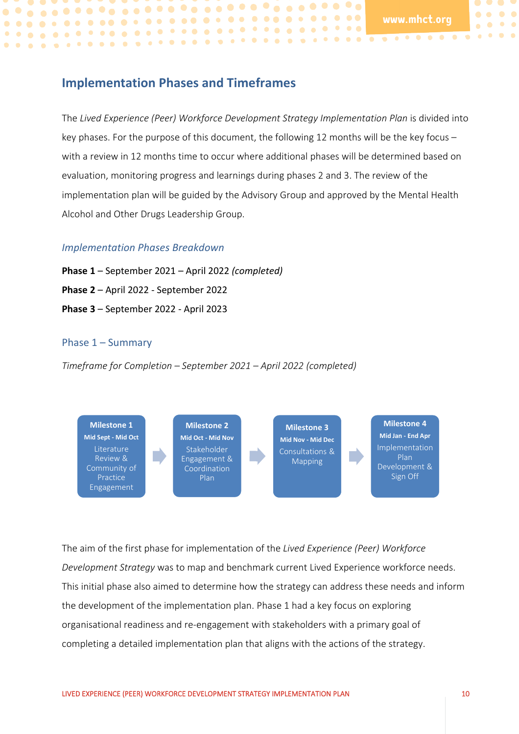## Implementation Phases and Timeframes

The *Lived Experience (Peer) Workforce Development Strategy Implementation Plan* is divided into key phases. For the purpose of this document, the following 12 months will be the key focus – with a review in 12 months time to occur where additional phases will be determined based on evaluation, monitoring progress and learnings during phases 2 and 3. The review of the implementation plan will be guided by the Advisory Group and approved by the Mental Health Alcohol and Other Drugs Leadership Group.

### *Implementation Phases Breakdown*

**Phase 1** – September 2021 – April 2022 *(completed)*

**Phase 2** – April 2022 - September 2022

**Phase 3** – September 2022 - April 2023

### Phase 1 – Summary

*Timeframe for Completion – September 2021 – April 2022 (completed)*

**Milestone 1** — **Mid Sept - Mid Oct** — Literature Review & Community of Practice Engagement

→ **Milestone 2** — **Mid Oct - Mid Nov** — Stakeholder Engagement & Coordination Plan

→ **Milestone 3** — **Mid Nov - Mid Dec** — Consultations & Mapping

→ **Milestone 4** — **Mid Jan - End Apr** — Implementation Plan Development & Sign Off

The aim of the first phase for implementation of the *Lived Experience (Peer) Workforce Development Strategy* was to map and benchmark current Lived Experience workforce needs. This initial phase also aimed to determine how the strategy can address these needs and inform the development of the implementation plan. Phase 1 had a key focus on exploring organisational readiness and re-engagement with stakeholders with a primary goal of completing a detailed implementation plan that aligns with the actions of the strategy.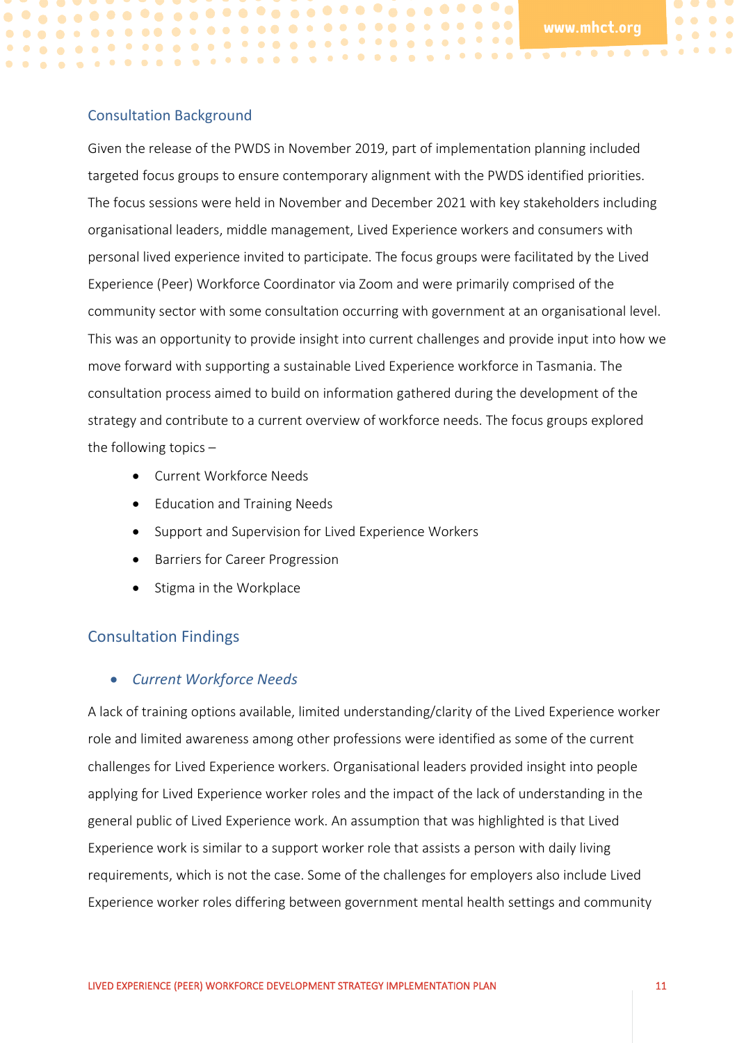## Consultation Background

Given the release of the PWDS in November 2019, part of implementation planning included targeted focus groups to ensure contemporary alignment with the PWDS identified priorities. The focus sessions were held in November and December 2021 with key stakeholders including organisational leaders, middle management, Lived Experience workers and consumers with personal lived experience invited to participate. The focus groups were facilitated by the Lived Experience (Peer) Workforce Coordinator via Zoom and were primarily comprised of the community sector with some consultation occurring with government at an organisational level. This was an opportunity to provide insight into current challenges and provide input into how we move forward with supporting a sustainable Lived Experience workforce in Tasmania. The consultation process aimed to build on information gathered during the development of the strategy and contribute to a current overview of workforce needs. The focus groups explored the following topics –

- Current Workforce Needs
- Education and Training Needs
- Support and Supervision for Lived Experience Workers
- Barriers for Career Progression
- Stigma in the Workplace

## Consultation Findings

- ### *Current Workforce Needs*

A lack of training options available, limited understanding/clarity of the Lived Experience worker role and limited awareness among other professions were identified as some of the current challenges for Lived Experience workers. Organisational leaders provided insight into people applying for Lived Experience worker roles and the impact of the lack of understanding in the general public of Lived Experience work. An assumption that was highlighted is that Lived Experience work is similar to a support worker role that assists a person with daily living requirements, which is not the case. Some of the challenges for employers also include Lived Experience worker roles differing between government mental health settings and community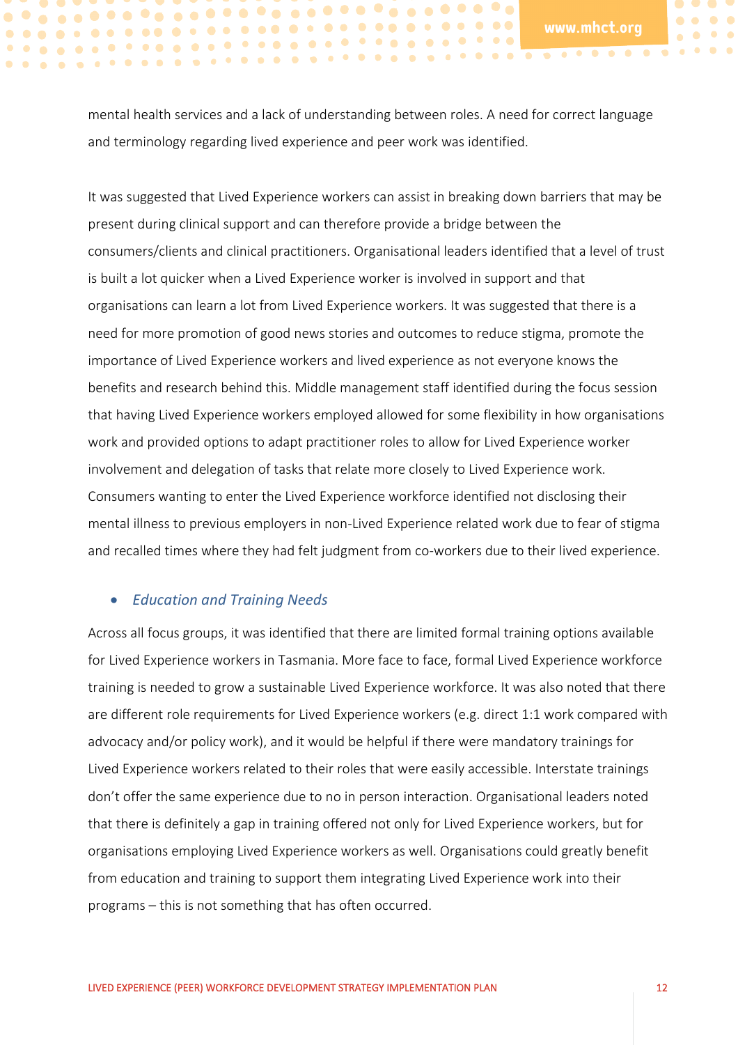mental health services and a lack of understanding between roles. A need for correct language and terminology regarding lived experience and peer work was identified.

It was suggested that Lived Experience workers can assist in breaking down barriers that may be present during clinical support and can therefore provide a bridge between the consumers/clients and clinical practitioners. Organisational leaders identified that a level of trust is built a lot quicker when a Lived Experience worker is involved in support and that organisations can learn a lot from Lived Experience workers. It was suggested that there is a need for more promotion of good news stories and outcomes to reduce stigma, promote the importance of Lived Experience workers and lived experience as not everyone knows the benefits and research behind this. Middle management staff identified during the focus session that having Lived Experience workers employed allowed for some flexibility in how organisations work and provided options to adapt practitioner roles to allow for Lived Experience worker involvement and delegation of tasks that relate more closely to Lived Experience work. Consumers wanting to enter the Lived Experience workforce identified not disclosing their mental illness to previous employers in non-Lived Experience related work due to fear of stigma and recalled times where they had felt judgment from co-workers due to their lived experience.

- *Education and Training Needs*

Across all focus groups, it was identified that there are limited formal training options available for Lived Experience workers in Tasmania. More face to face, formal Lived Experience workforce training is needed to grow a sustainable Lived Experience workforce. It was also noted that there are different role requirements for Lived Experience workers (e.g. direct 1:1 work compared with advocacy and/or policy work), and it would be helpful if there were mandatory trainings for Lived Experience workers related to their roles that were easily accessible. Interstate trainings don't offer the same experience due to no in person interaction. Organisational leaders noted that there is definitely a gap in training offered not only for Lived Experience workers, but for organisations employing Lived Experience workers as well. Organisations could greatly benefit from education and training to support them integrating Lived Experience work into their programs – this is not something that has often occurred.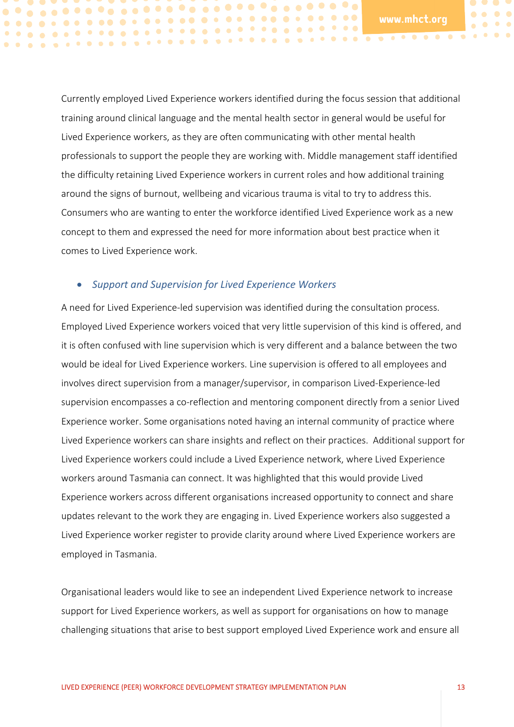Currently employed Lived Experience workers identified during the focus session that additional training around clinical language and the mental health sector in general would be useful for Lived Experience workers, as they are often communicating with other mental health professionals to support the people they are working with. Middle management staff identified the difficulty retaining Lived Experience workers in current roles and how additional training around the signs of burnout, wellbeing and vicarious trauma is vital to try to address this. Consumers who are wanting to enter the workforce identified Lived Experience work as a new concept to them and expressed the need for more information about best practice when it comes to Lived Experience work.

- *Support and Supervision for Lived Experience Workers*

A need for Lived Experience-led supervision was identified during the consultation process. Employed Lived Experience workers voiced that very little supervision of this kind is offered, and it is often confused with line supervision which is very different and a balance between the two would be ideal for Lived Experience workers. Line supervision is offered to all employees and involves direct supervision from a manager/supervisor, in comparison Lived-Experience-led supervision encompasses a co-reflection and mentoring component directly from a senior Lived Experience worker. Some organisations noted having an internal community of practice where Lived Experience workers can share insights and reflect on their practices. Additional support for Lived Experience workers could include a Lived Experience network, where Lived Experience workers around Tasmania can connect. It was highlighted that this would provide Lived Experience workers across different organisations increased opportunity to connect and share updates relevant to the work they are engaging in. Lived Experience workers also suggested a Lived Experience worker register to provide clarity around where Lived Experience workers are employed in Tasmania.

Organisational leaders would like to see an independent Lived Experience network to increase support for Lived Experience workers, as well as support for organisations on how to manage challenging situations that arise to best support employed Lived Experience work and ensure all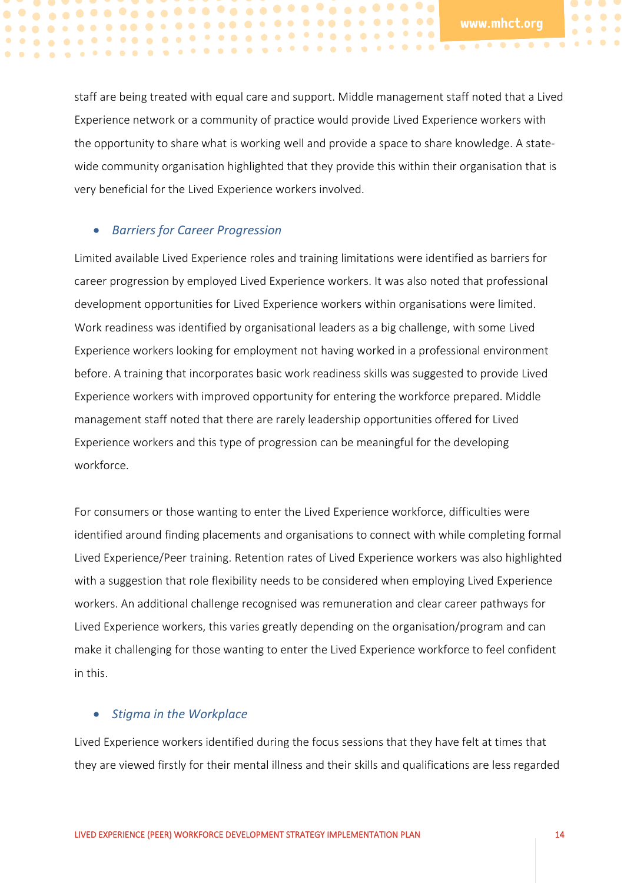staff are being treated with equal care and support. Middle management staff noted that a Lived Experience network or a community of practice would provide Lived Experience workers with the opportunity to share what is working well and provide a space to share knowledge. A state-wide community organisation highlighted that they provide this within their organisation that is very beneficial for the Lived Experience workers involved.

- *Barriers for Career Progression*

Limited available Lived Experience roles and training limitations were identified as barriers for career progression by employed Lived Experience workers. It was also noted that professional development opportunities for Lived Experience workers within organisations were limited. Work readiness was identified by organisational leaders as a big challenge, with some Lived Experience workers looking for employment not having worked in a professional environment before. A training that incorporates basic work readiness skills was suggested to provide Lived Experience workers with improved opportunity for entering the workforce prepared. Middle management staff noted that there are rarely leadership opportunities offered for Lived Experience workers and this type of progression can be meaningful for the developing workforce.

For consumers or those wanting to enter the Lived Experience workforce, difficulties were identified around finding placements and organisations to connect with while completing formal Lived Experience/Peer training. Retention rates of Lived Experience workers was also highlighted with a suggestion that role flexibility needs to be considered when employing Lived Experience workers. An additional challenge recognised was remuneration and clear career pathways for Lived Experience workers, this varies greatly depending on the organisation/program and can make it challenging for those wanting to enter the Lived Experience workforce to feel confident in this.

- *Stigma in the Workplace*

Lived Experience workers identified during the focus sessions that they have felt at times that they are viewed firstly for their mental illness and their skills and qualifications are less regarded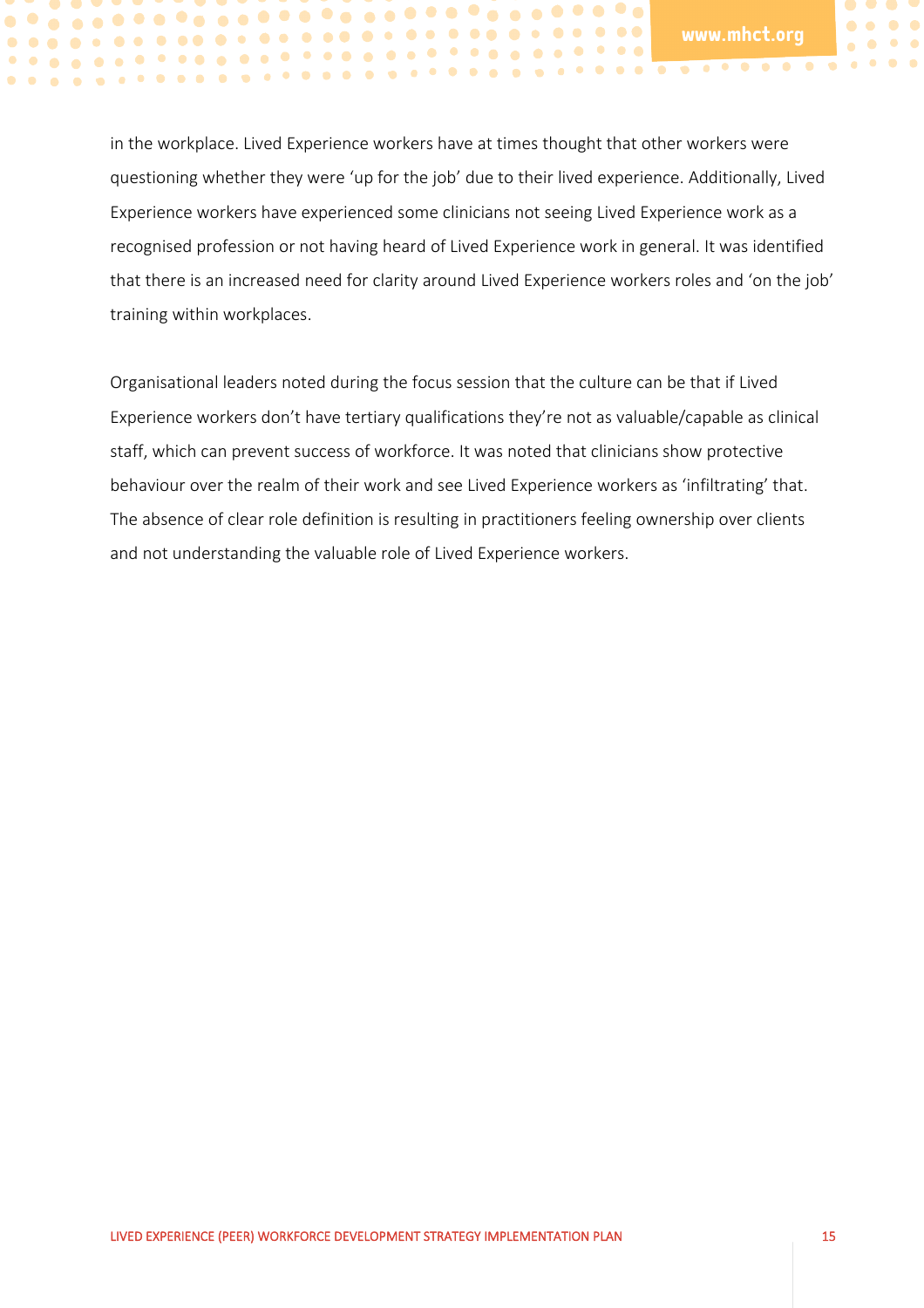in the workplace. Lived Experience workers have at times thought that other workers were questioning whether they were 'up for the job' due to their lived experience. Additionally, Lived Experience workers have experienced some clinicians not seeing Lived Experience work as a recognised profession or not having heard of Lived Experience work in general. It was identified that there is an increased need for clarity around Lived Experience workers roles and 'on the job' training within workplaces.

Organisational leaders noted during the focus session that the culture can be that if Lived Experience workers don't have tertiary qualifications they're not as valuable/capable as clinical staff, which can prevent success of workforce. It was noted that clinicians show protective behaviour over the realm of their work and see Lived Experience workers as 'infiltrating' that. The absence of clear role definition is resulting in practitioners feeling ownership over clients and not understanding the valuable role of Lived Experience workers.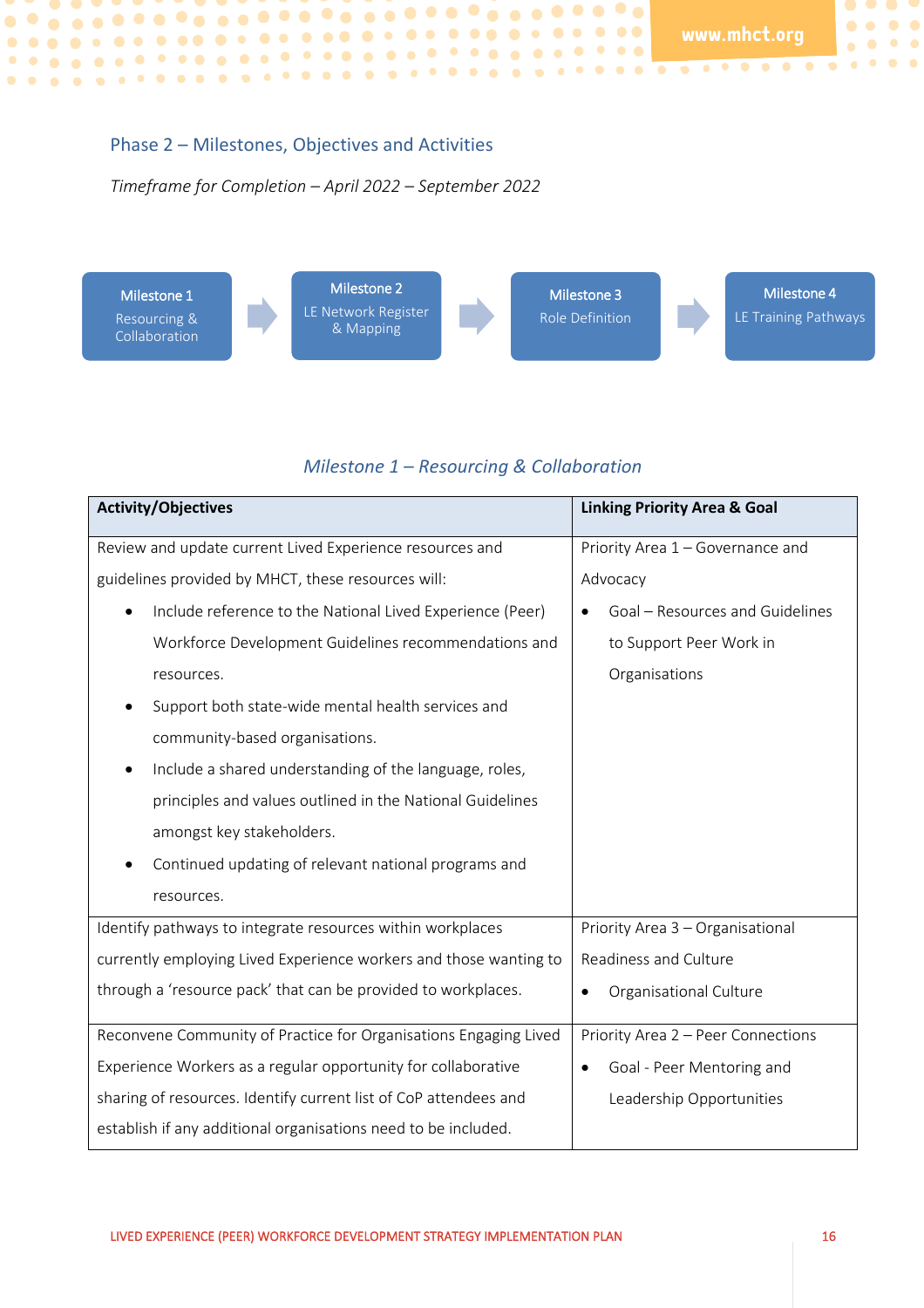## Phase 2 – Milestones, Objectives and Activities

*Timeframe for Completion – April 2022 – September 2022*

Milestone 1 Resourcing & Collaboration → Milestone 2 LE Network Register & Mapping → Milestone 3 Role Definition → Milestone 4 LE Training Pathways

### *Milestone 1 – Resourcing & Collaboration*

| Activity/Objectives | Linking Priority Area & Goal |
|---|---|
| Review and update current Lived Experience resources and guidelines provided by MHCT, these resources will:<br>• Include reference to the National Lived Experience (Peer) Workforce Development Guidelines recommendations and resources.<br>• Support both state-wide mental health services and community-based organisations.<br>• Include a shared understanding of the language, roles, principles and values outlined in the National Guidelines amongst key stakeholders.<br>• Continued updating of relevant national programs and resources. | Priority Area 1 – Governance and Advocacy<br>• Goal – Resources and Guidelines to Support Peer Work in Organisations |
| Identify pathways to integrate resources within workplaces currently employing Lived Experience workers and those wanting to through a 'resource pack' that can be provided to workplaces. | Priority Area 3 – Organisational Readiness and Culture<br>• Organisational Culture |
| Reconvene Community of Practice for Organisations Engaging Lived Experience Workers as a regular opportunity for collaborative sharing of resources. Identify current list of CoP attendees and establish if any additional organisations need to be included. | Priority Area 2 – Peer Connections<br>• Goal - Peer Mentoring and Leadership Opportunities |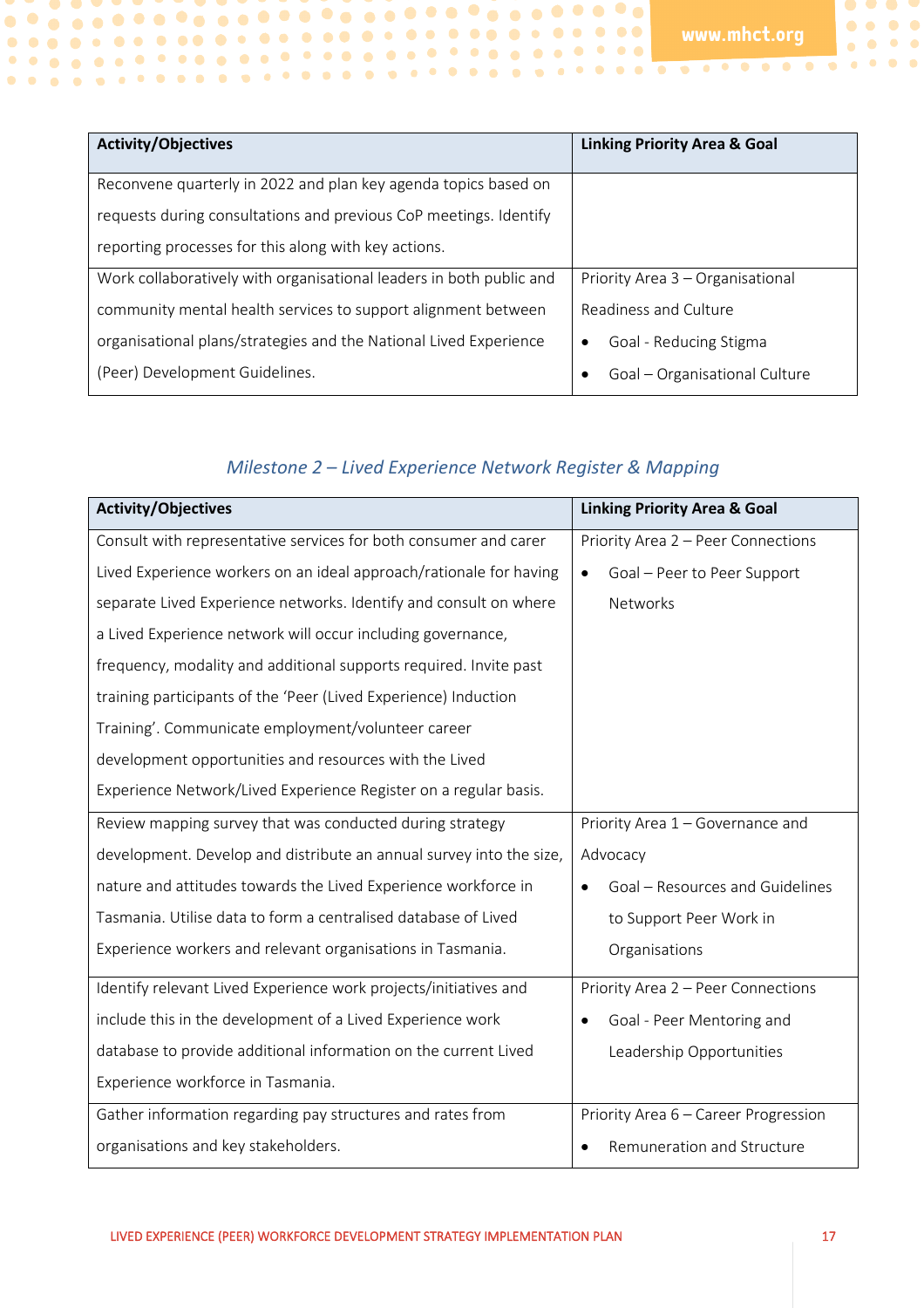| Activity/Objectives | Linking Priority Area & Goal |
|---|---|
| Reconvene quarterly in 2022 and plan key agenda topics based on requests during consultations and previous CoP meetings. Identify reporting processes for this along with key actions. | |
| Work collaboratively with organisational leaders in both public and community mental health services to support alignment between organisational plans/strategies and the National Lived Experience (Peer) Development Guidelines. | Priority Area 3 – Organisational Readiness and Culture<br>• Goal - Reducing Stigma<br>• Goal – Organisational Culture |

### *Milestone 2 – Lived Experience Network Register & Mapping*

| Activity/Objectives | Linking Priority Area & Goal |
|---|---|
| Consult with representative services for both consumer and carer Lived Experience workers on an ideal approach/rationale for having separate Lived Experience networks. Identify and consult on where a Lived Experience network will occur including governance, frequency, modality and additional supports required. Invite past training participants of the 'Peer (Lived Experience) Induction Training'. Communicate employment/volunteer career development opportunities and resources with the Lived Experience Network/Lived Experience Register on a regular basis. | Priority Area 2 – Peer Connections<br>• Goal – Peer to Peer Support Networks |
| Review mapping survey that was conducted during strategy development. Develop and distribute an annual survey into the size, nature and attitudes towards the Lived Experience workforce in Tasmania. Utilise data to form a centralised database of Lived Experience workers and relevant organisations in Tasmania. | Priority Area 1 – Governance and Advocacy<br>• Goal – Resources and Guidelines to Support Peer Work in Organisations |
| Identify relevant Lived Experience work projects/initiatives and include this in the development of a Lived Experience work database to provide additional information on the current Lived Experience workforce in Tasmania. | Priority Area 2 – Peer Connections<br>• Goal - Peer Mentoring and Leadership Opportunities |
| Gather information regarding pay structures and rates from organisations and key stakeholders. | Priority Area 6 – Career Progression<br>• Remuneration and Structure |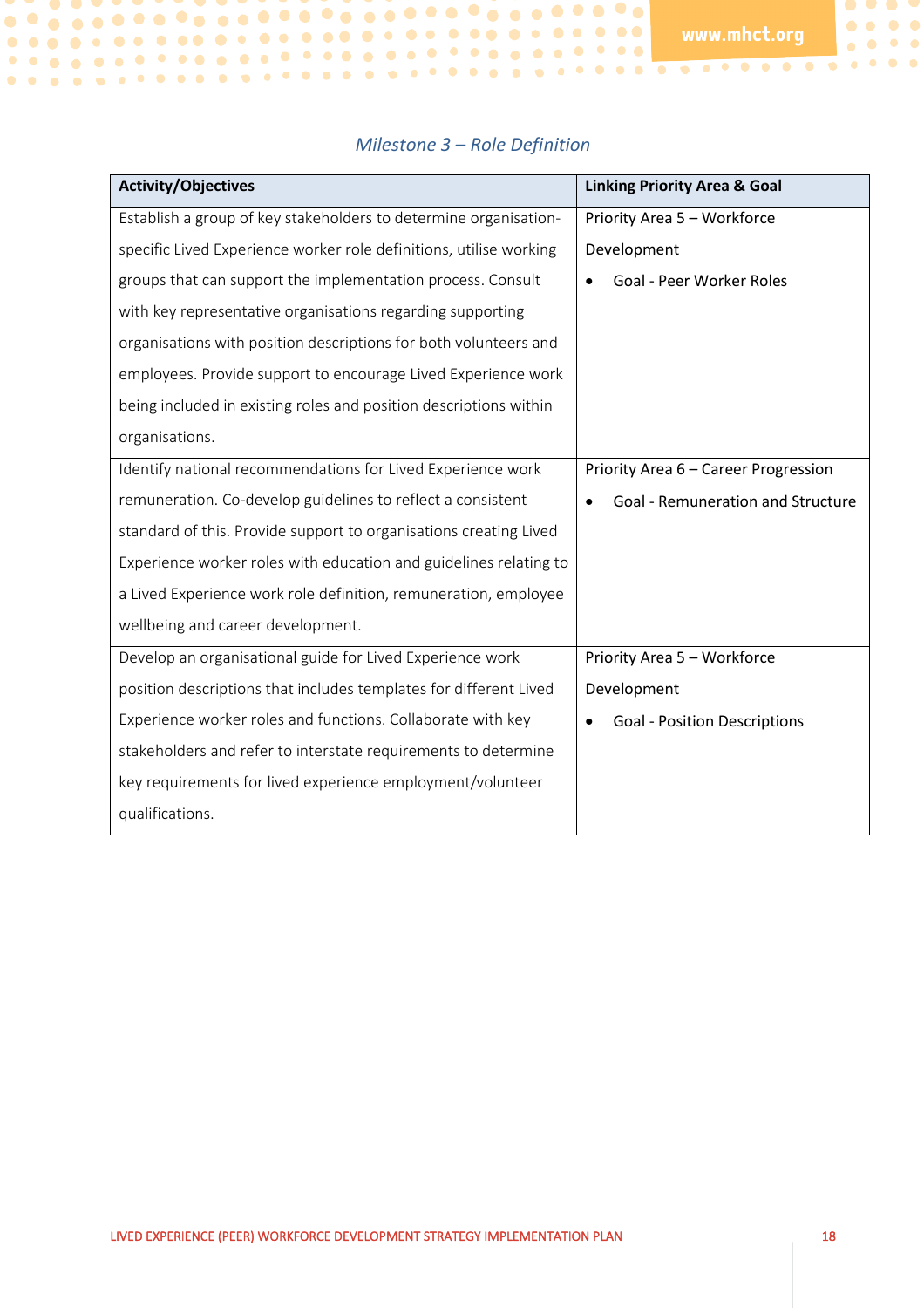*Milestone 3 – Role Definition*

| Activity/Objectives | Linking Priority Area & Goal |
|---|---|
| Establish a group of key stakeholders to determine organisation-specific Lived Experience worker role definitions, utilise working groups that can support the implementation process. Consult with key representative organisations regarding supporting organisations with position descriptions for both volunteers and employees. Provide support to encourage Lived Experience work being included in existing roles and position descriptions within organisations. | Priority Area 5 – Workforce Development<br>• Goal - Peer Worker Roles |
| Identify national recommendations for Lived Experience work remuneration. Co-develop guidelines to reflect a consistent standard of this. Provide support to organisations creating Lived Experience worker roles with education and guidelines relating to a Lived Experience work role definition, remuneration, employee wellbeing and career development. | Priority Area 6 – Career Progression<br>• Goal - Remuneration and Structure |
| Develop an organisational guide for Lived Experience work position descriptions that includes templates for different Lived Experience worker roles and functions. Collaborate with key stakeholders and refer to interstate requirements to determine key requirements for lived experience employment/volunteer qualifications. | Priority Area 5 – Workforce Development<br>• Goal - Position Descriptions |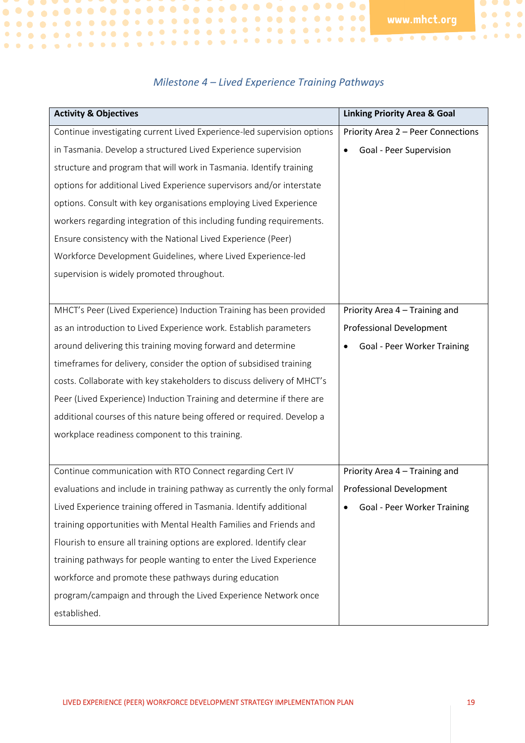*Milestone 4 – Lived Experience Training Pathways*

| Activity & Objectives | Linking Priority Area & Goal |
|---|---|
| Continue investigating current Lived Experience-led supervision options in Tasmania. Develop a structured Lived Experience supervision structure and program that will work in Tasmania. Identify training options for additional Lived Experience supervisors and/or interstate options. Consult with key organisations employing Lived Experience workers regarding integration of this including funding requirements. Ensure consistency with the National Lived Experience (Peer) Workforce Development Guidelines, where Lived Experience-led supervision is widely promoted throughout. | Priority Area 2 – Peer Connections<br>• Goal - Peer Supervision |
| MHCT's Peer (Lived Experience) Induction Training has been provided as an introduction to Lived Experience work. Establish parameters around delivering this training moving forward and determine timeframes for delivery, consider the option of subsidised training costs. Collaborate with key stakeholders to discuss delivery of MHCT's Peer (Lived Experience) Induction Training and determine if there are additional courses of this nature being offered or required. Develop a workplace readiness component to this training. | Priority Area 4 – Training and Professional Development<br>• Goal - Peer Worker Training |
| Continue communication with RTO Connect regarding Cert IV evaluations and include in training pathway as currently the only formal Lived Experience training offered in Tasmania. Identify additional training opportunities with Mental Health Families and Friends and Flourish to ensure all training options are explored. Identify clear training pathways for people wanting to enter the Lived Experience workforce and promote these pathways during education program/campaign and through the Lived Experience Network once established. | Priority Area 4 – Training and Professional Development<br>• Goal - Peer Worker Training |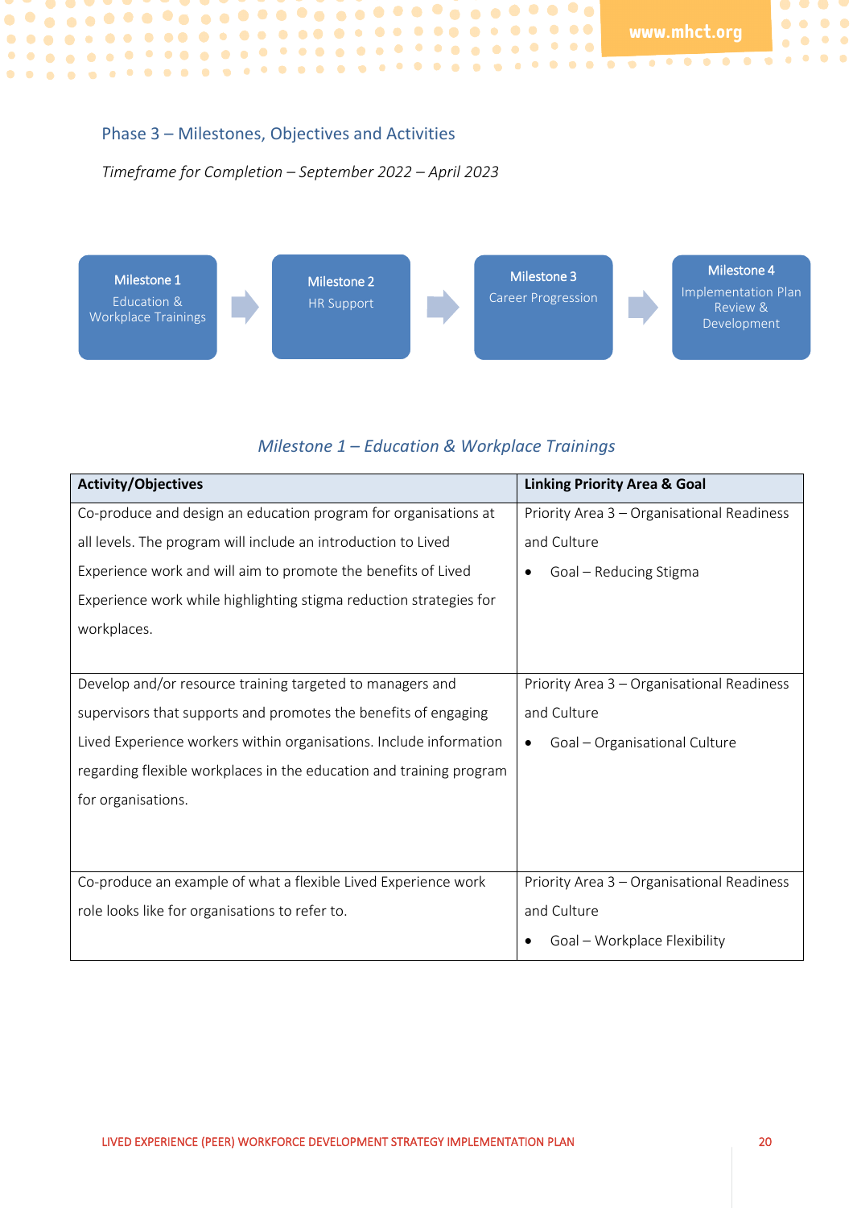## Phase 3 – Milestones, Objectives and Activities

*Timeframe for Completion – September 2022 – April 2023*

Milestone 1
Education & Workplace Trainings

Milestone 2
HR Support

Milestone 3
Career Progression

Milestone 4
Implementation Plan Review & Development

### *Milestone 1 – Education & Workplace Trainings*

| Activity/Objectives | Linking Priority Area & Goal |
| --- | --- |
| Co-produce and design an education program for organisations at all levels. The program will include an introduction to Lived Experience work and will aim to promote the benefits of Lived Experience work while highlighting stigma reduction strategies for workplaces. | Priority Area 3 – Organisational Readiness and Culture<br>• Goal – Reducing Stigma |
| Develop and/or resource training targeted to managers and supervisors that supports and promotes the benefits of engaging Lived Experience workers within organisations. Include information regarding flexible workplaces in the education and training program for organisations. | Priority Area 3 – Organisational Readiness and Culture<br>• Goal – Organisational Culture |
| Co-produce an example of what a flexible Lived Experience work role looks like for organisations to refer to. | Priority Area 3 – Organisational Readiness and Culture<br>• Goal – Workplace Flexibility |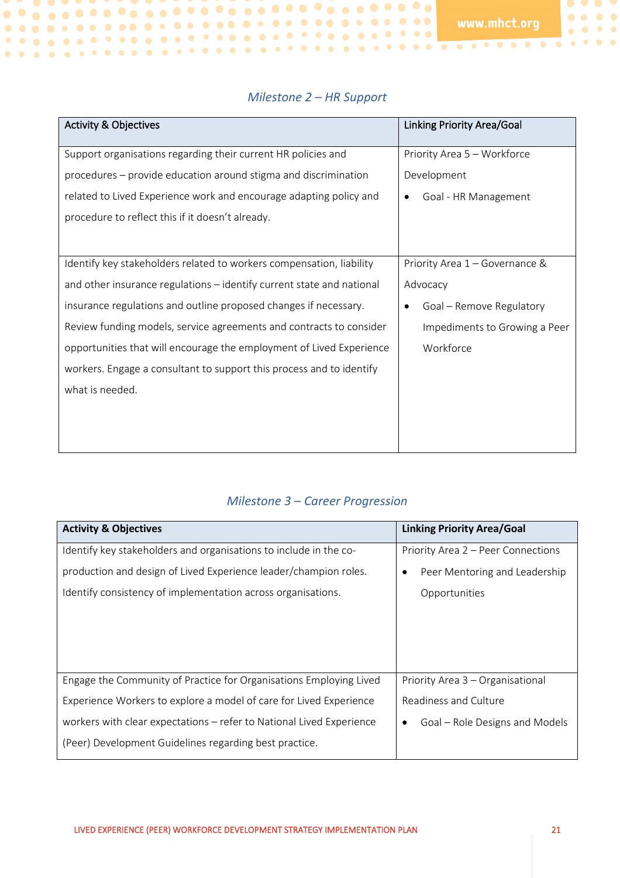*Milestone 2 – HR Support*

| Activity & Objectives | Linking Priority Area/Goal |
|---|---|
| Support organisations regarding their current HR policies and procedures – provide education around stigma and discrimination related to Lived Experience work and encourage adapting policy and procedure to reflect this if it doesn't already. | Priority Area 5 – Workforce Development<br>• Goal - HR Management |
| Identify key stakeholders related to workers compensation, liability and other insurance regulations – identify current state and national insurance regulations and outline proposed changes if necessary. Review funding models, service agreements and contracts to consider opportunities that will encourage the employment of Lived Experience workers. Engage a consultant to support this process and to identify what is needed. | Priority Area 1 – Governance & Advocacy<br>• Goal – Remove Regulatory Impediments to Growing a Peer Workforce |

*Milestone 3 – Career Progression*

| Activity & Objectives | Linking Priority Area/Goal |
|---|---|
| Identify key stakeholders and organisations to include in the co-production and design of Lived Experience leader/champion roles. Identify consistency of implementation across organisations. | Priority Area 2 – Peer Connections<br>• Peer Mentoring and Leadership Opportunities |
| Engage the Community of Practice for Organisations Employing Lived Experience Workers to explore a model of care for Lived Experience workers with clear expectations – refer to National Lived Experience (Peer) Development Guidelines regarding best practice. | Priority Area 3 – Organisational Readiness and Culture<br>• Goal – Role Designs and Models |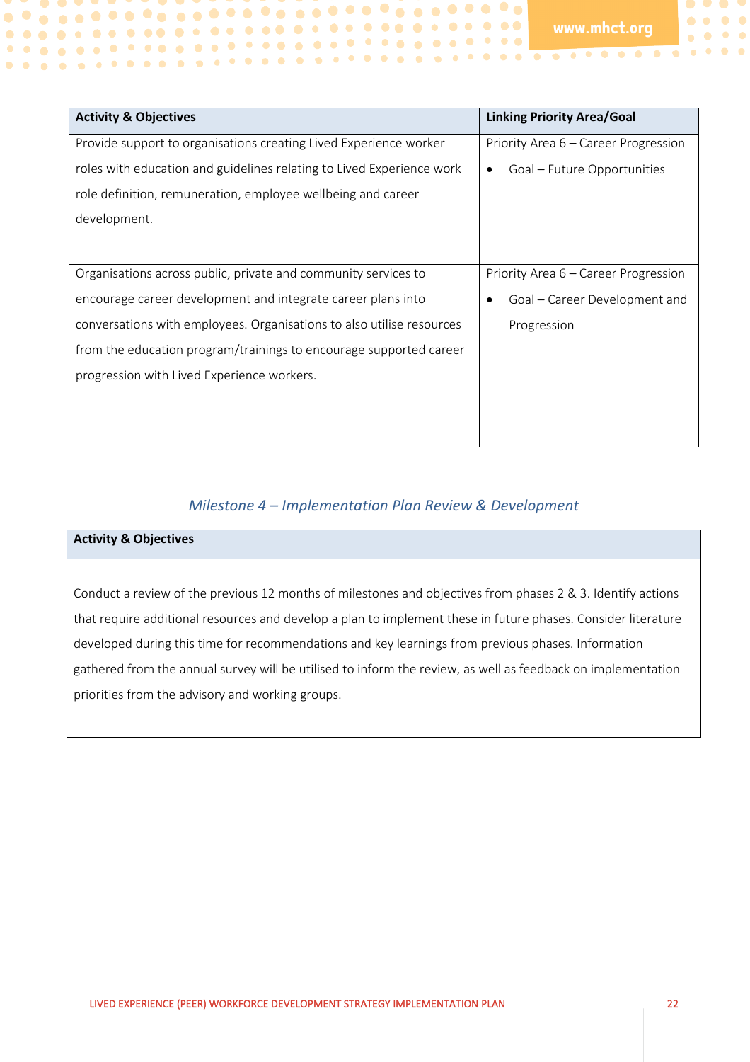| Activity & Objectives | Linking Priority Area/Goal |
| --- | --- |
| Provide support to organisations creating Lived Experience worker roles with education and guidelines relating to Lived Experience work role definition, remuneration, employee wellbeing and career development. | Priority Area 6 – Career Progression<br>• Goal – Future Opportunities |
| Organisations across public, private and community services to encourage career development and integrate career plans into conversations with employees. Organisations to also utilise resources from the education program/trainings to encourage supported career progression with Lived Experience workers. | Priority Area 6 – Career Progression<br>• Goal – Career Development and Progression |

### *Milestone 4 – Implementation Plan Review & Development*

| Activity & Objectives |
| --- |
| Conduct a review of the previous 12 months of milestones and objectives from phases 2 & 3. Identify actions that require additional resources and develop a plan to implement these in future phases. Consider literature developed during this time for recommendations and key learnings from previous phases. Information gathered from the annual survey will be utilised to inform the review, as well as feedback on implementation priorities from the advisory and working groups. |